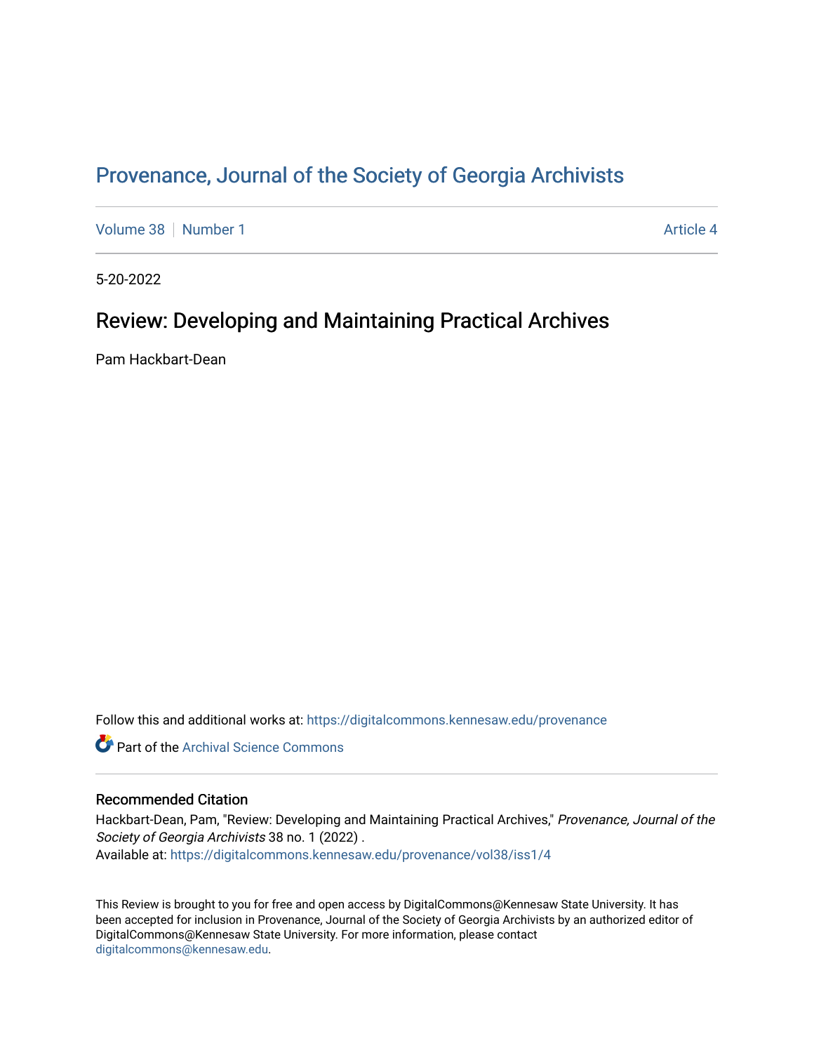# Provenance, Journal of the Society of Georgia Archivists

Volume 38 | Number 1 | Article 4

5-20-2022

## Review: Developing and Maintaining Practical Archives

Pam Hackbart-Dean

Follow this and additional works at: https://digitalcommons.kennesaw.edu/provenance

Part of the Archival Science Commons

### Recommended Citation

Hackbart-Dean, Pam, "Review: Developing and Maintaining Practical Archives," *Provenance, Journal of the Society of Georgia Archivists* 38 no. 1 (2022) .
Available at: https://digitalcommons.kennesaw.edu/provenance/vol38/iss1/4

This Review is brought to you for free and open access by DigitalCommons@Kennesaw State University. It has been accepted for inclusion in Provenance, Journal of the Society of Georgia Archivists by an authorized editor of DigitalCommons@Kennesaw State University. For more information, please contact digitalcommons@kennesaw.edu.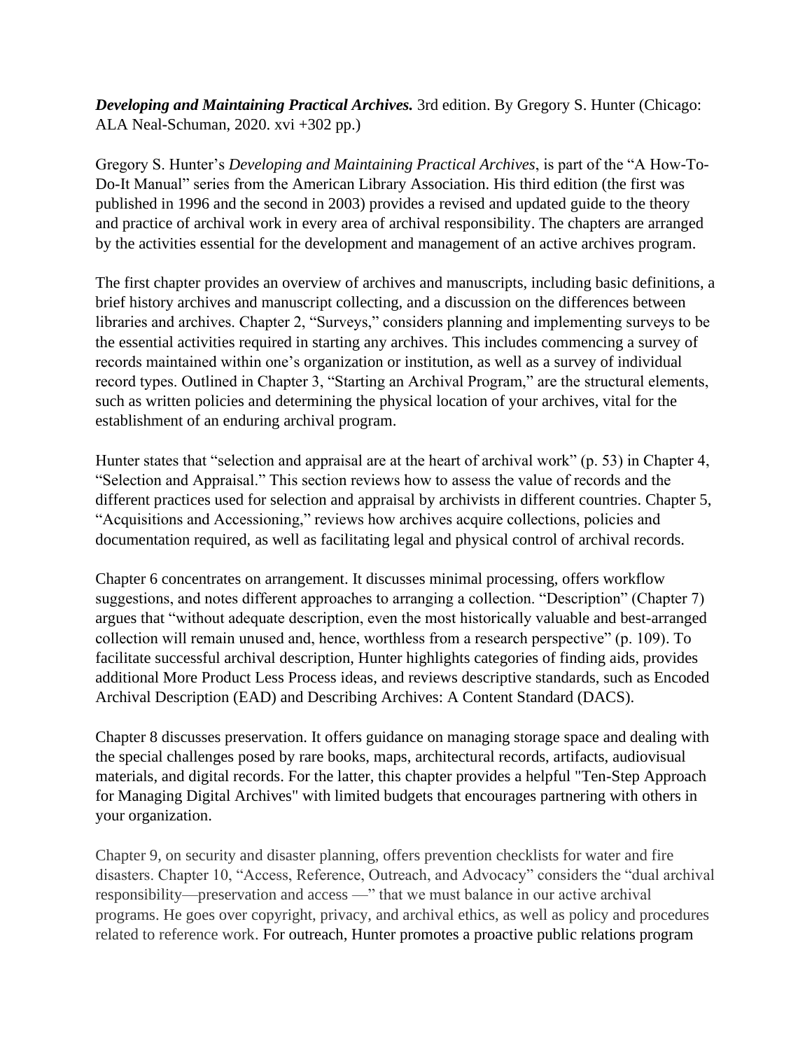***Developing and Maintaining Practical Archives.*** 3rd edition. By Gregory S. Hunter (Chicago: ALA Neal-Schuman, 2020. xvi +302 pp.)

Gregory S. Hunter's *Developing and Maintaining Practical Archives*, is part of the "A How-To-Do-It Manual" series from the American Library Association. His third edition (the first was published in 1996 and the second in 2003) provides a revised and updated guide to the theory and practice of archival work in every area of archival responsibility. The chapters are arranged by the activities essential for the development and management of an active archives program.

The first chapter provides an overview of archives and manuscripts, including basic definitions, a brief history archives and manuscript collecting, and a discussion on the differences between libraries and archives. Chapter 2, "Surveys," considers planning and implementing surveys to be the essential activities required in starting any archives. This includes commencing a survey of records maintained within one's organization or institution, as well as a survey of individual record types. Outlined in Chapter 3, "Starting an Archival Program," are the structural elements, such as written policies and determining the physical location of your archives, vital for the establishment of an enduring archival program.

Hunter states that "selection and appraisal are at the heart of archival work" (p. 53) in Chapter 4, "Selection and Appraisal." This section reviews how to assess the value of records and the different practices used for selection and appraisal by archivists in different countries. Chapter 5, "Acquisitions and Accessioning," reviews how archives acquire collections, policies and documentation required, as well as facilitating legal and physical control of archival records.

Chapter 6 concentrates on arrangement. It discusses minimal processing, offers workflow suggestions, and notes different approaches to arranging a collection. "Description" (Chapter 7) argues that "without adequate description, even the most historically valuable and best-arranged collection will remain unused and, hence, worthless from a research perspective" (p. 109). To facilitate successful archival description, Hunter highlights categories of finding aids, provides additional More Product Less Process ideas, and reviews descriptive standards, such as Encoded Archival Description (EAD) and Describing Archives: A Content Standard (DACS).

Chapter 8 discusses preservation. It offers guidance on managing storage space and dealing with the special challenges posed by rare books, maps, architectural records, artifacts, audiovisual materials, and digital records. For the latter, this chapter provides a helpful "Ten-Step Approach for Managing Digital Archives" with limited budgets that encourages partnering with others in your organization.

Chapter 9, on security and disaster planning, offers prevention checklists for water and fire disasters. Chapter 10, "Access, Reference, Outreach, and Advocacy" considers the "dual archival responsibility—preservation and access —" that we must balance in our active archival programs. He goes over copyright, privacy, and archival ethics, as well as policy and procedures related to reference work. For outreach, Hunter promotes a proactive public relations program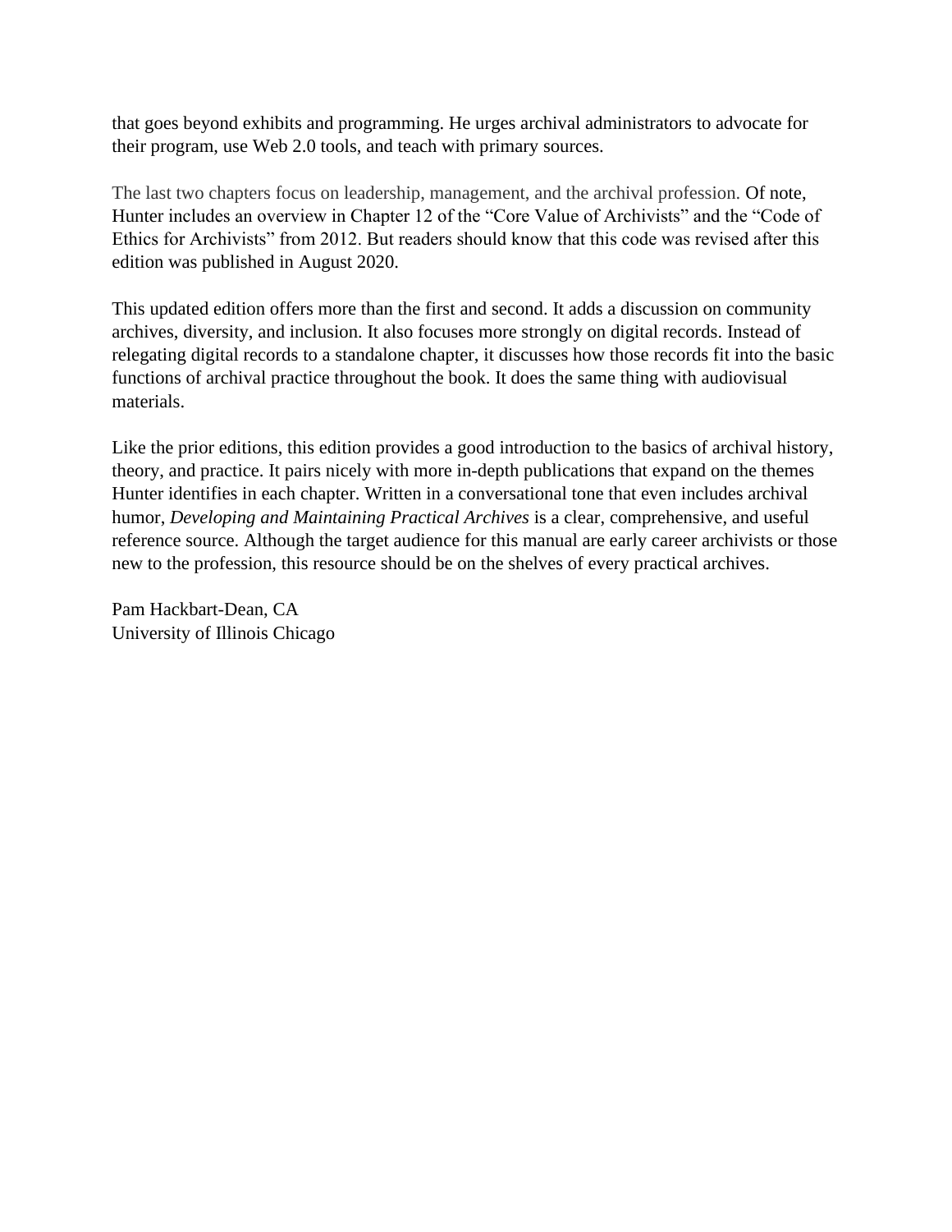that goes beyond exhibits and programming. He urges archival administrators to advocate for their program, use Web 2.0 tools, and teach with primary sources.

The last two chapters focus on leadership, management, and the archival profession. Of note, Hunter includes an overview in Chapter 12 of the "Core Value of Archivists" and the "Code of Ethics for Archivists" from 2012. But readers should know that this code was revised after this edition was published in August 2020.

This updated edition offers more than the first and second. It adds a discussion on community archives, diversity, and inclusion. It also focuses more strongly on digital records. Instead of relegating digital records to a standalone chapter, it discusses how those records fit into the basic functions of archival practice throughout the book. It does the same thing with audiovisual materials.

Like the prior editions, this edition provides a good introduction to the basics of archival history, theory, and practice. It pairs nicely with more in-depth publications that expand on the themes Hunter identifies in each chapter. Written in a conversational tone that even includes archival humor, *Developing and Maintaining Practical Archives* is a clear, comprehensive, and useful reference source. Although the target audience for this manual are early career archivists or those new to the profession, this resource should be on the shelves of every practical archives.

Pam Hackbart-Dean, CA
University of Illinois Chicago